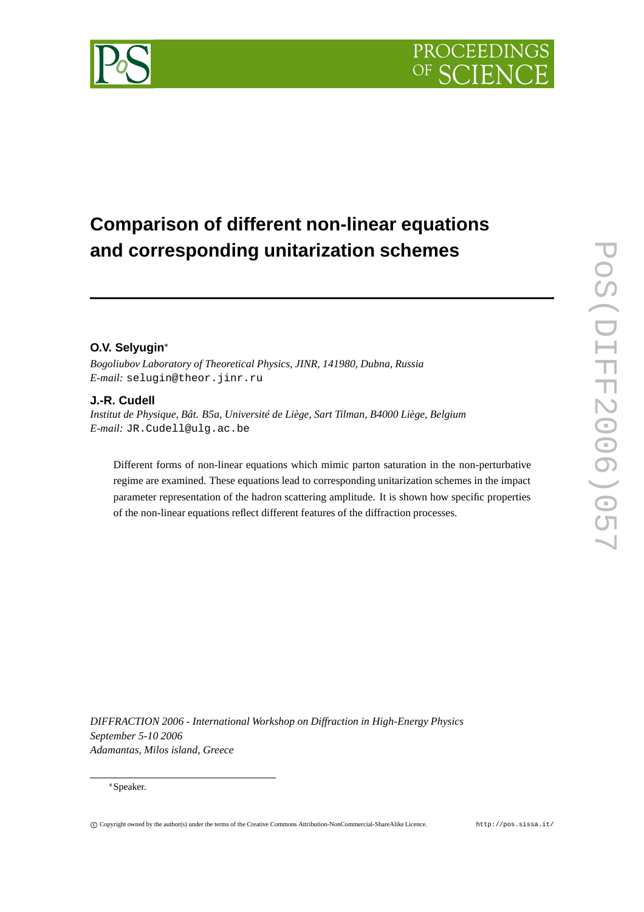# Comparison of different non-linear equations and corresponding unitarization schemes

**O.V. Selyugin***

*Bogoliubov Laboratory of Theoretical Physics, JINR, 141980, Dubna, Russia*
*E-mail:* selugin@theor.jinr.ru

**J.-R. Cudell**

*Institut de Physique, Bât. B5a, Université de Liège, Sart Tilman, B4000 Liège, Belgium*
*E-mail:* JR.Cudell@ulg.ac.be

Different forms of non-linear equations which mimic parton saturation in the non-perturbative regime are examined. These equations lead to corresponding unitarization schemes in the impact parameter representation of the hadron scattering amplitude. It is shown how specific properties of the non-linear equations reflect different features of the diffraction processes.

*DIFFRACTION 2006 - International Workshop on Diffraction in High-Energy Physics*
*September 5-10 2006*
*Adamantas, Milos island, Greece*

*Speaker.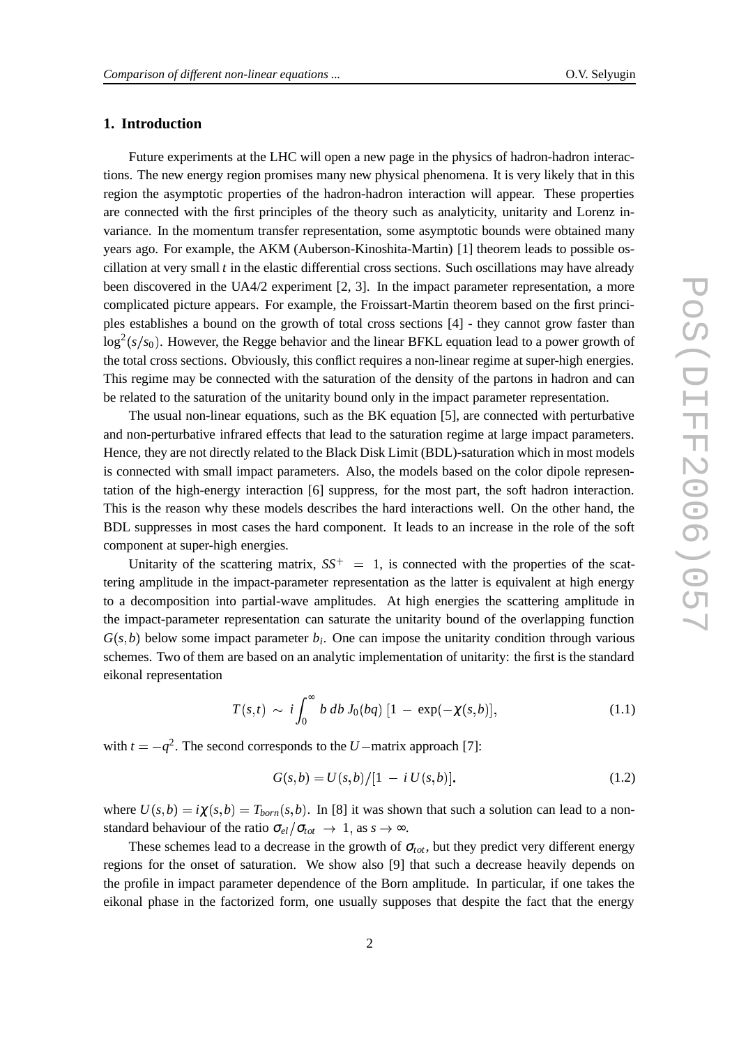## 1. Introduction

Future experiments at the LHC will open a new page in the physics of hadron-hadron interactions. The new energy region promises many new physical phenomena. It is very likely that in this region the asymptotic properties of the hadron-hadron interaction will appear. These properties are connected with the first principles of the theory such as analyticity, unitarity and Lorenz invariance. In the momentum transfer representation, some asymptotic bounds were obtained many years ago. For example, the AKM (Auberson-Kinoshita-Martin) [1] theorem leads to possible oscillation at very small $t$ in the elastic differential cross sections. Such oscillations may have already been discovered in the UA4/2 experiment [2, 3]. In the impact parameter representation, a more complicated picture appears. For example, the Froissart-Martin theorem based on the first principles establishes a bound on the growth of total cross sections [4] - they cannot grow faster than $\log^2(s/s_0)$. However, the Regge behavior and the linear BFKL equation lead to a power growth of the total cross sections. Obviously, this conflict requires a non-linear regime at super-high energies. This regime may be connected with the saturation of the density of the partons in hadron and can be related to the saturation of the unitarity bound only in the impact parameter representation.

The usual non-linear equations, such as the BK equation [5], are connected with perturbative and non-perturbative infrared effects that lead to the saturation regime at large impact parameters. Hence, they are not directly related to the Black Disk Limit (BDL)-saturation which in most models is connected with small impact parameters. Also, the models based on the color dipole representation of the high-energy interaction [6] suppress, for the most part, the soft hadron interaction. This is the reason why these models describes the hard interactions well. On the other hand, the BDL suppresses in most cases the hard component. It leads to an increase in the role of the soft component at super-high energies.

Unitarity of the scattering matrix, $SS^{+} = 1$, is connected with the properties of the scattering amplitude in the impact-parameter representation as the latter is equivalent at high energy to a decomposition into partial-wave amplitudes. At high energies the scattering amplitude in the impact-parameter representation can saturate the unitarity bound of the overlapping function $G(s,b)$ below some impact parameter $b_i$. One can impose the unitarity condition through various schemes. Two of them are based on an analytic implementation of unitarity: the first is the standard eikonal representation

$$T(s,t) \sim i \int_0^\infty b\, db\, J_0(bq)\, [1 - \exp(-\chi(s,b)], \tag{1.1}$$

with $t = -q^2$. The second corresponds to the $U-$matrix approach [7]:

$$G(s,b) = U(s,b)/[1 - i\, U(s,b)]. \tag{1.2}$$

where $U(s,b) = i\chi(s,b) = T_{born}(s,b)$. In [8] it was shown that such a solution can lead to a non-standard behaviour of the ratio $\sigma_{el}/\sigma_{tot} \to 1$, as $s \to \infty$.

These schemes lead to a decrease in the growth of $\sigma_{tot}$, but they predict very different energy regions for the onset of saturation. We show also [9] that such a decrease heavily depends on the profile in impact parameter dependence of the Born amplitude. In particular, if one takes the eikonal phase in the factorized form, one usually supposes that despite the fact that the energy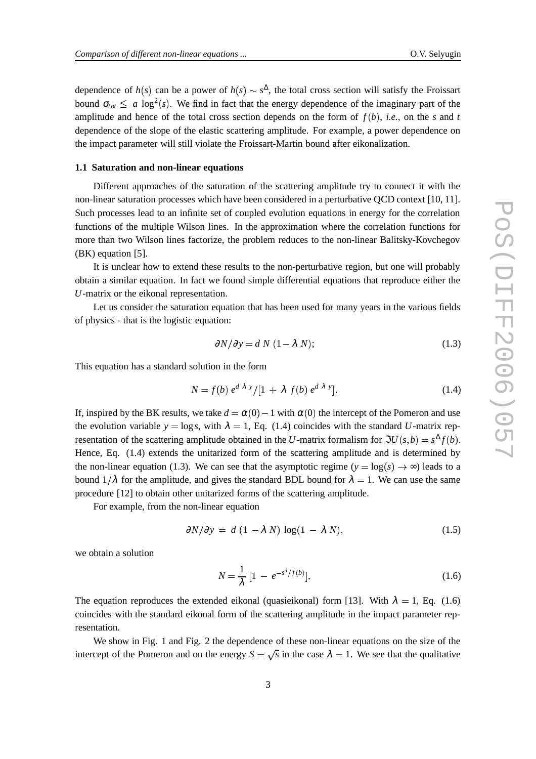dependence of $h(s)$ can be a power of $h(s) \sim s^{\Delta}$, the total cross section will satisfy the Froissart bound $\sigma_{tot} \leq a \log^2(s)$. We find in fact that the energy dependence of the imaginary part of the amplitude and hence of the total cross section depends on the form of $f(b)$, *i.e.*, on the $s$ and $t$ dependence of the slope of the elastic scattering amplitude. For example, a power dependence on the impact parameter will still violate the Froissart-Martin bound after eikonalization.

### 1.1 Saturation and non-linear equations

Different approaches of the saturation of the scattering amplitude try to connect it with the non-linear saturation processes which have been considered in a perturbative QCD context [10, 11]. Such processes lead to an infinite set of coupled evolution equations in energy for the correlation functions of the multiple Wilson lines. In the approximation where the correlation functions for more than two Wilson lines factorize, the problem reduces to the non-linear Balitsky-Kovchegov (BK) equation [5].

It is unclear how to extend these results to the non-perturbative region, but one will probably obtain a similar equation. In fact we found simple differential equations that reproduce either the $U$-matrix or the eikonal representation.

Let us consider the saturation equation that has been used for many years in the various fields of physics - that is the logistic equation:

$$\partial N/\partial y = d\; N\;(1-\lambda\; N); \tag{1.3}$$

This equation has a standard solution in the form

$$N = f(b)\; e^{d\;\lambda\; y}/[1\;+\;\lambda\;f(b)\;e^{d\;\lambda\;y}]. \tag{1.4}$$

If, inspired by the BK results, we take $d = \alpha(0)-1$ with $\alpha(0)$ the intercept of the Pomeron and use the evolution variable $y = \log s$, with $\lambda = 1$, Eq. (1.4) coincides with the standard $U$-matrix representation of the scattering amplitude obtained in the $U$-matrix formalism for $\Im U(s,b) = s^{\Delta} f(b)$. Hence, Eq. (1.4) extends the unitarized form of the scattering amplitude and is determined by the non-linear equation (1.3). We can see that the asymptotic regime ($y = \log(s) \to \infty$) leads to a bound $1/\lambda$ for the amplitude, and gives the standard BDL bound for $\lambda = 1$. We can use the same procedure [12] to obtain other unitarized forms of the scattering amplitude.

For example, from the non-linear equation

$$\partial N/\partial y \;=\; d\;(1\;-\lambda\;N)\;\log(1\;-\;\lambda\;N), \tag{1.5}$$

we obtain a solution

$$N = \frac{1}{\lambda}\;[1\;-\;e^{-s^{d}/f(b)}]. \tag{1.6}$$

The equation reproduces the extended eikonal (quasieikonal) form [13]. With $\lambda = 1$, Eq. (1.6) coincides with the standard eikonal form of the scattering amplitude in the impact parameter representation.

We show in Fig. 1 and Fig. 2 the dependence of these non-linear equations on the size of the intercept of the Pomeron and on the energy $S = \sqrt{s}$ in the case $\lambda = 1$. We see that the qualitative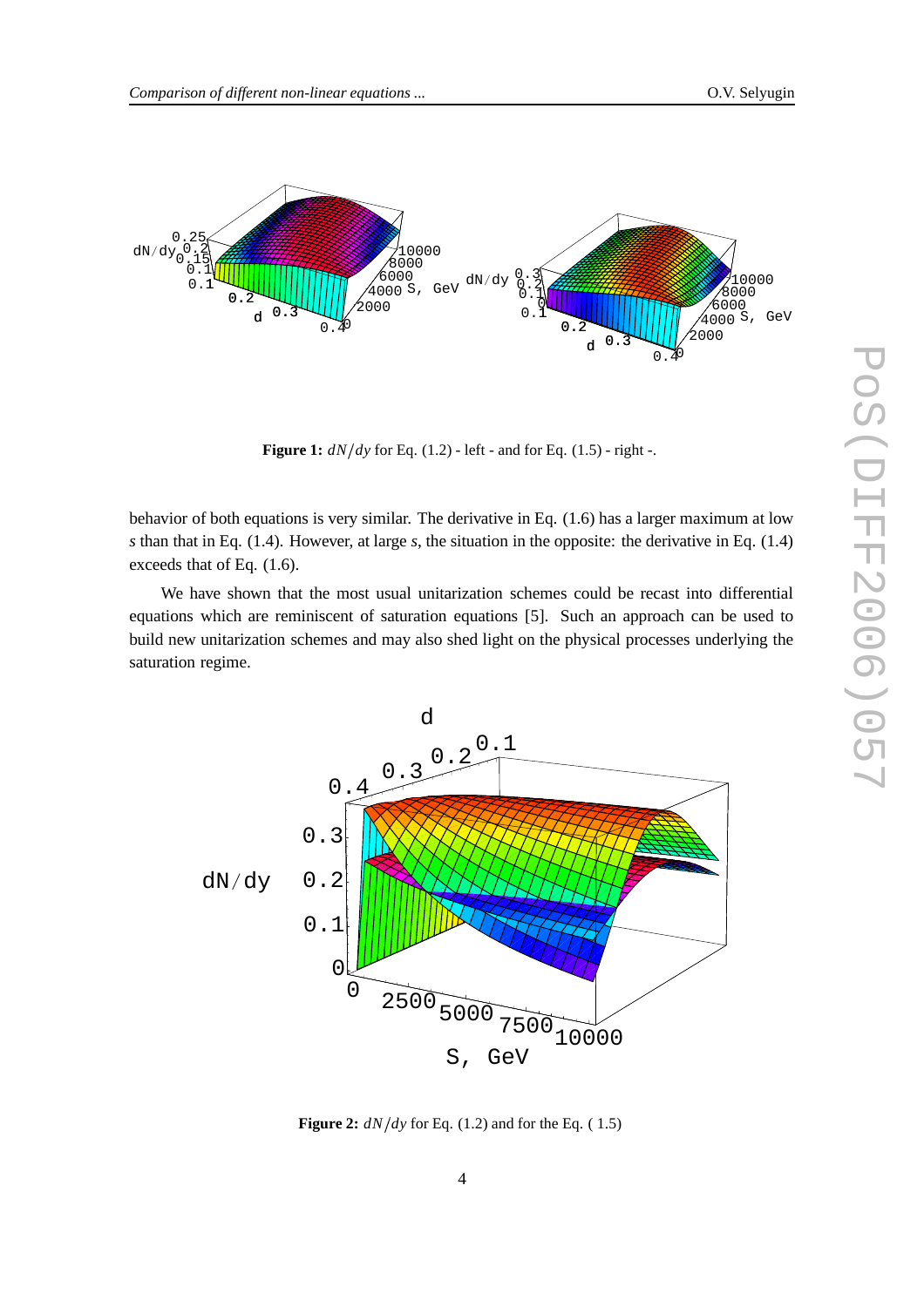**Figure 1:** $dN/dy$ for Eq. (1.2) - left - and for Eq. (1.5) - right -.

behavior of both equations is very similar. The derivative in Eq. (1.6) has a larger maximum at low $s$ than that in Eq. (1.4). However, at large $s$, the situation in the opposite: the derivative in Eq. (1.4) exceeds that of Eq. (1.6).

We have shown that the most usual unitarization schemes could be recast into differential equations which are reminiscent of saturation equations [5]. Such an approach can be used to build new unitarization schemes and may also shed light on the physical processes underlying the saturation regime.

**Figure 2:** $dN/dy$ for Eq. (1.2) and for the Eq. ( 1.5)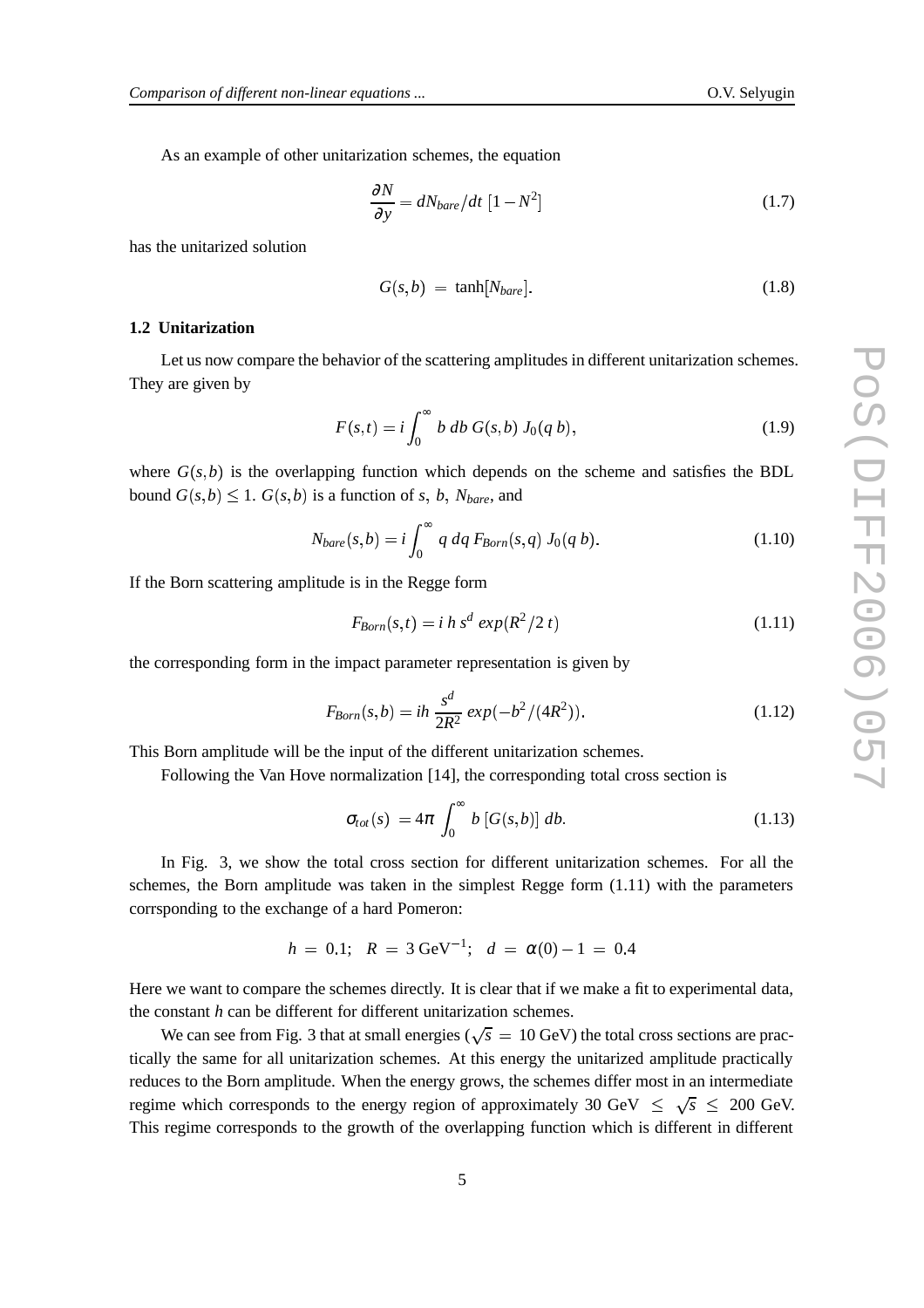As an example of other unitarization schemes, the equation

$$\frac{\partial N}{\partial y} = dN_{bare}/dt \; [1 - N^2] \tag{1.7}$$

has the unitarized solution

$$G(s,b) \; = \; \tanh[N_{bare}]. \tag{1.8}$$

### 1.2 Unitarization

Let us now compare the behavior of the scattering amplitudes in different unitarization schemes. They are given by

$$F(s,t) = i \int_0^\infty b \; db \; G(s,b) \; J_0(q \, b), \tag{1.9}$$

where $G(s,b)$ is the overlapping function which depends on the scheme and satisfies the BDL bound $G(s,b) \leq 1$. $G(s,b)$ is a function of $s$, $b$, $N_{bare}$, and

$$N_{bare}(s,b) = i \int_0^\infty q \; dq \; F_{Born}(s,q) \; J_0(q \, b). \tag{1.10}$$

If the Born scattering amplitude is in the Regge form

$$F_{Born}(s,t) = i \; h \; s^d \; exp(R^2/2 \, t) \tag{1.11}$$

the corresponding form in the impact parameter representation is given by

$$F_{Born}(s,b) = ih \, \frac{s^d}{2R^2} \; exp(-b^2/(4R^2)). \tag{1.12}$$

This Born amplitude will be the input of the different unitarization schemes.

Following the Van Hove normalization [14], the corresponding total cross section is

$$\sigma_{tot}(s) \; = 4\pi \int_0^\infty b \; [G(s,b)] \; db. \tag{1.13}$$

In Fig. 3, we show the total cross section for different unitarization schemes. For all the schemes, the Born amplitude was taken in the simplest Regge form (1.11) with the parameters corrsponding to the exchange of a hard Pomeron:

$$h \; = \; 0.1; \;\; R \; = \; 3 \, \mathrm{GeV}^{-1}; \;\; d \; = \; \alpha(0) - 1 \; = \; 0.4$$

Here we want to compare the schemes directly. It is clear that if we make a fit to experimental data, the constant $h$ can be different for different unitarization schemes.

We can see from Fig. 3 that at small energies ($\sqrt{s} \; = \; 10$ GeV) the total cross sections are practically the same for all unitarization schemes. At this energy the unitarized amplitude practically reduces to the Born amplitude. When the energy grows, the schemes differ most in an intermediate regime which corresponds to the energy region of approximately 30 GeV $\leq \sqrt{s} \leq$ 200 GeV. This regime corresponds to the growth of the overlapping function which is different in different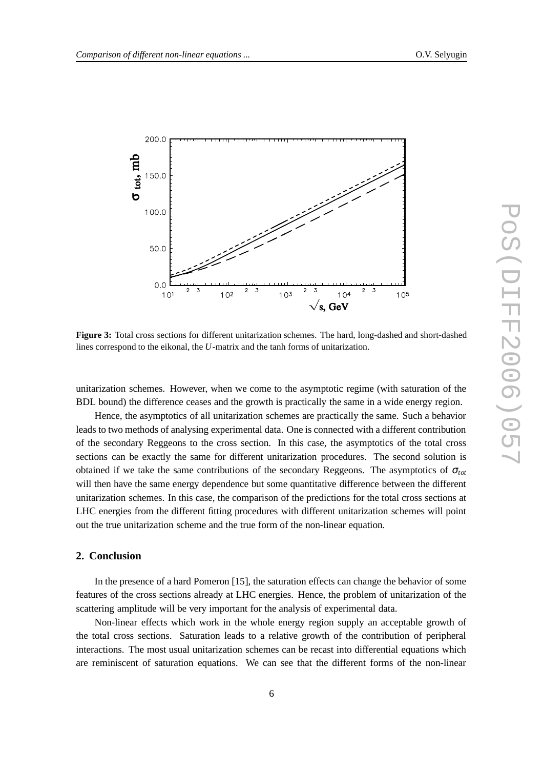**Figure 3:** Total cross sections for different unitarization schemes. The hard, long-dashed and short-dashed lines correspond to the eikonal, the $U$-matrix and the tanh forms of unitarization.

unitarization schemes. However, when we come to the asymptotic regime (with saturation of the BDL bound) the difference ceases and the growth is practically the same in a wide energy region.

Hence, the asymptotics of all unitarization schemes are practically the same. Such a behavior leads to two methods of analysing experimental data. One is connected with a different contribution of the secondary Reggeons to the cross section. In this case, the asymptotics of the total cross sections can be exactly the same for different unitarization procedures. The second solution is obtained if we take the same contributions of the secondary Reggeons. The asymptotics of $\sigma_{tot}$ will then have the same energy dependence but some quantitative difference between the different unitarization schemes. In this case, the comparison of the predictions for the total cross sections at LHC energies from the different fitting procedures with different unitarization schemes will point out the true unitarization scheme and the true form of the non-linear equation.

## 2. Conclusion

In the presence of a hard Pomeron [15], the saturation effects can change the behavior of some features of the cross sections already at LHC energies. Hence, the problem of unitarization of the scattering amplitude will be very important for the analysis of experimental data.

Non-linear effects which work in the whole energy region supply an acceptable growth of the total cross sections. Saturation leads to a relative growth of the contribution of peripheral interactions. The most usual unitarization schemes can be recast into differential equations which are reminiscent of saturation equations. We can see that the different forms of the non-linear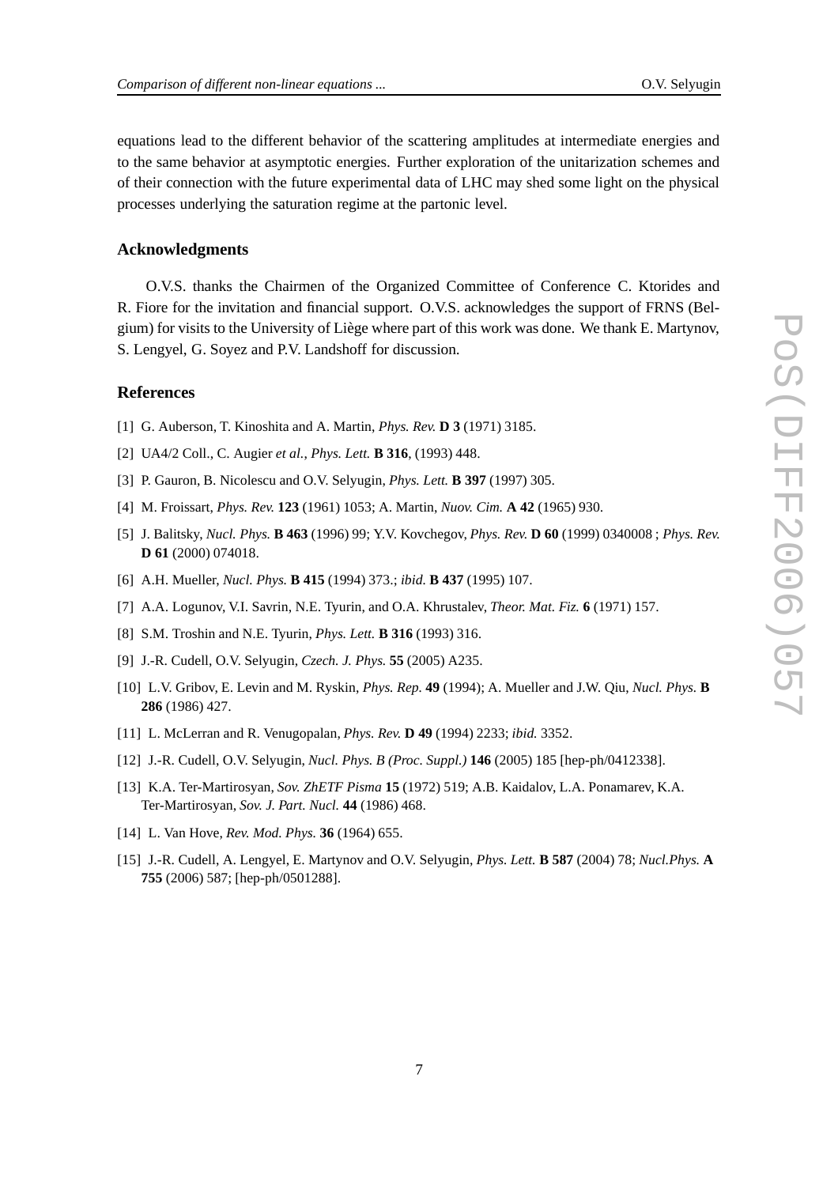equations lead to the different behavior of the scattering amplitudes at intermediate energies and to the same behavior at asymptotic energies. Further exploration of the unitarization schemes and of their connection with the future experimental data of LHC may shed some light on the physical processes underlying the saturation regime at the partonic level.

## Acknowledgments

O.V.S. thanks the Chairmen of the Organized Committee of Conference C. Ktorides and R. Fiore for the invitation and financial support. O.V.S. acknowledges the support of FRNS (Belgium) for visits to the University of Liège where part of this work was done. We thank E. Martynov, S. Lengyel, G. Soyez and P.V. Landshoff for discussion.

## References

[1] G. Auberson, T. Kinoshita and A. Martin, *Phys. Rev.* **D 3** (1971) 3185.

[2] UA4/2 Coll., C. Augier *et al.*, *Phys. Lett.* **B 316**, (1993) 448.

[3] P. Gauron, B. Nicolescu and O.V. Selyugin, *Phys. Lett.* **B 397** (1997) 305.

[4] M. Froissart, *Phys. Rev.* **123** (1961) 1053; A. Martin, *Nuov. Cim.* **A 42** (1965) 930.

[5] J. Balitsky, *Nucl. Phys.* **B 463** (1996) 99; Y.V. Kovchegov, *Phys. Rev.* **D 60** (1999) 0340008 ; *Phys. Rev.* **D 61** (2000) 074018.

[6] A.H. Mueller, *Nucl. Phys.* **B 415** (1994) 373.; *ibid.* **B 437** (1995) 107.

[7] A.A. Logunov, V.I. Savrin, N.E. Tyurin, and O.A. Khrustalev, *Theor. Mat. Fiz.* **6** (1971) 157.

[8] S.M. Troshin and N.E. Tyurin, *Phys. Lett.* **B 316** (1993) 316.

[9] J.-R. Cudell, O.V. Selyugin, *Czech. J. Phys.* **55** (2005) A235.

[10] L.V. Gribov, E. Levin and M. Ryskin, *Phys. Rep.* **49** (1994); A. Mueller and J.W. Qiu, *Nucl. Phys.* **B 286** (1986) 427.

[11] L. McLerran and R. Venugopalan, *Phys. Rev.* **D 49** (1994) 2233; *ibid.* 3352.

[12] J.-R. Cudell, O.V. Selyugin, *Nucl. Phys. B (Proc. Suppl.)* **146** (2005) 185 [hep-ph/0412338].

[13] K.A. Ter-Martirosyan, *Sov. ZhETF Pisma* **15** (1972) 519; A.B. Kaidalov, L.A. Ponamarev, K.A. Ter-Martirosyan, *Sov. J. Part. Nucl.* **44** (1986) 468.

[14] L. Van Hove, *Rev. Mod. Phys.* **36** (1964) 655.

[15] J.-R. Cudell, A. Lengyel, E. Martynov and O.V. Selyugin, *Phys. Lett.* **B 587** (2004) 78; *Nucl.Phys.* **A 755** (2006) 587; [hep-ph/0501288].